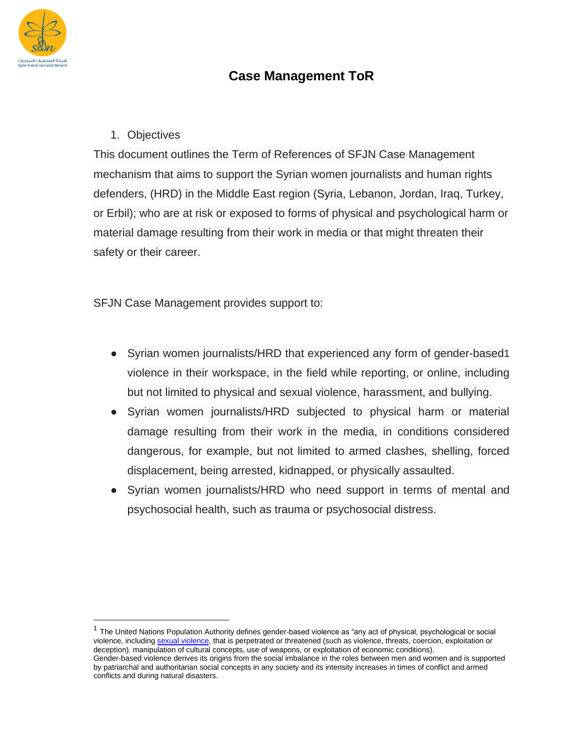# Case Management ToR

1. Objectives

This document outlines the Term of References of SFJN Case Management mechanism that aims to support the Syrian women journalists and human rights defenders, (HRD) in the Middle East region (Syria, Lebanon, Jordan, Iraq, Turkey, or Erbil); who are at risk or exposed to forms of physical and psychological harm or material damage resulting from their work in media or that might threaten their safety or their career.

SFJN Case Management provides support to:

- Syrian women journalists/HRD that experienced any form of gender-based[1] violence in their workspace, in the field while reporting, or online, including but not limited to physical and sexual violence, harassment, and bullying.
- Syrian women journalists/HRD subjected to physical harm or material damage resulting from their work in the media, in conditions considered dangerous, for example, but not limited to armed clashes, shelling, forced displacement, being arrested, kidnapped, or physically assaulted.
- Syrian women journalists/HRD who need support in terms of mental and psychosocial health, such as trauma or psychosocial distress.

---

[1] The United Nations Population Authority defines gender-based violence as "any act of physical, psychological or social violence, including sexual violence, that is perpetrated or threatened (such as violence, threats, coercion, exploitation or deception). manipulation of cultural concepts, use of weapons, or exploitation of economic conditions).
Gender-based violence derives its origins from the social imbalance in the roles between men and women and is supported by patriarchal and authoritarian social concepts in any society and its intensity increases in times of conflict and armed conflicts and during natural disasters.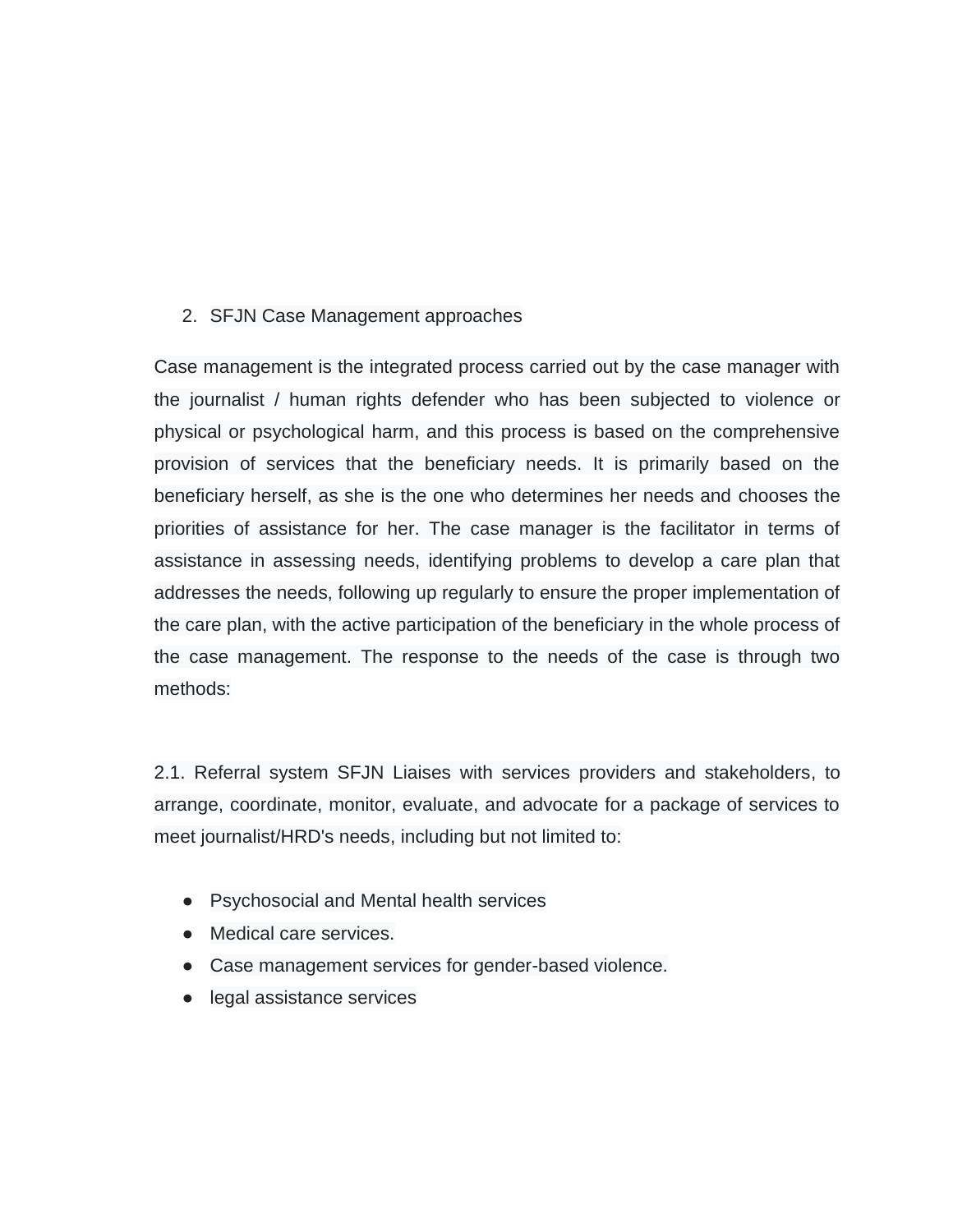2. SFJN Case Management approaches

Case management is the integrated process carried out by the case manager with the journalist / human rights defender who has been subjected to violence or physical or psychological harm, and this process is based on the comprehensive provision of services that the beneficiary needs. It is primarily based on the beneficiary herself, as she is the one who determines her needs and chooses the priorities of assistance for her. The case manager is the facilitator in terms of assistance in assessing needs, identifying problems to develop a care plan that addresses the needs, following up regularly to ensure the proper implementation of the care plan, with the active participation of the beneficiary in the whole process of the case management. The response to the needs of the case is through two methods:

2.1. Referral system SFJN Liaises with services providers and stakeholders, to arrange, coordinate, monitor, evaluate, and advocate for a package of services to meet journalist/HRD's needs, including but not limited to:

- Psychosocial and Mental health services
- Medical care services.
- Case management services for gender-based violence.
- legal assistance services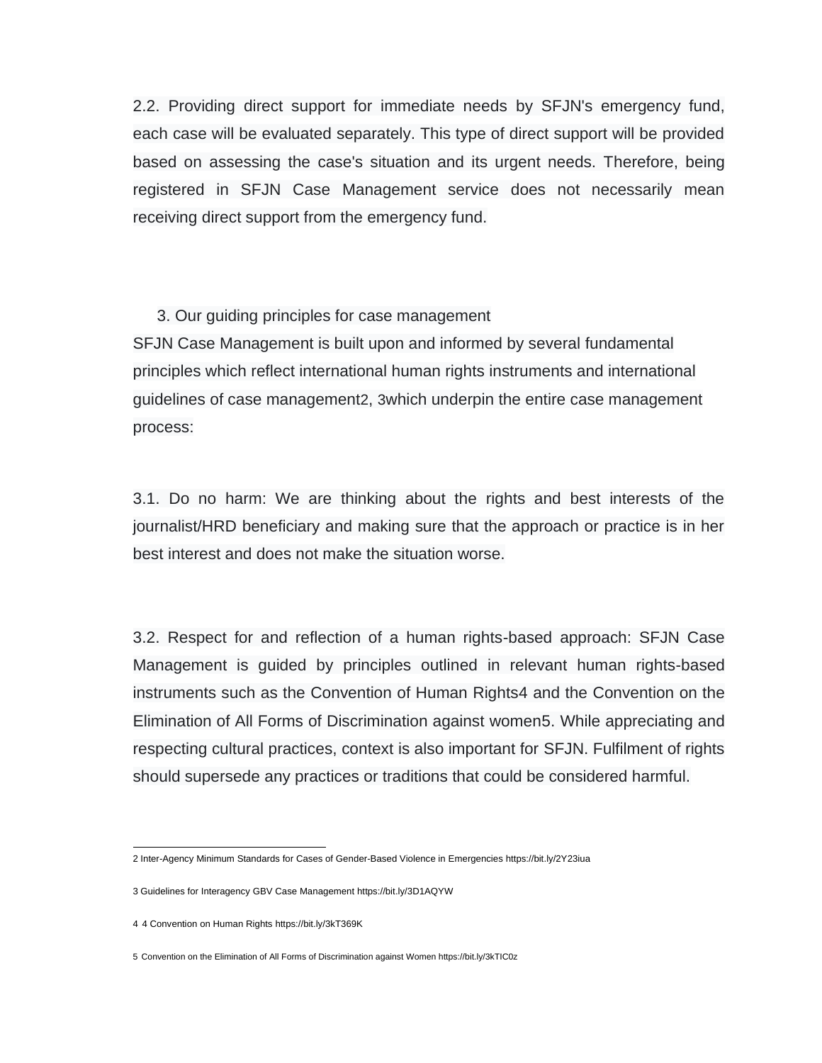2.2. Providing direct support for immediate needs by SFJN's emergency fund, each case will be evaluated separately. This type of direct support will be provided based on assessing the case's situation and its urgent needs. Therefore, being registered in SFJN Case Management service does not necessarily mean receiving direct support from the emergency fund.

## 3. Our guiding principles for case management

SFJN Case Management is built upon and informed by several fundamental principles which reflect international human rights instruments and international guidelines of case management[2], [3] which underpin the entire case management process:

3.1. Do no harm: We are thinking about the rights and best interests of the journalist/HRD beneficiary and making sure that the approach or practice is in her best interest and does not make the situation worse.

3.2. Respect for and reflection of a human rights-based approach: SFJN Case Management is guided by principles outlined in relevant human rights-based instruments such as the Convention of Human Rights[4] and the Convention on the Elimination of All Forms of Discrimination against women[5]. While appreciating and respecting cultural practices, context is also important for SFJN. Fulfilment of rights should supersede any practices or traditions that could be considered harmful.

---

2 Inter-Agency Minimum Standards for Cases of Gender-Based Violence in Emergencies https://bit.ly/2Y23iua

3 Guidelines for Interagency GBV Case Management https://bit.ly/3D1AQYW

4 4 Convention on Human Rights https://bit.ly/3kT369K

5 Convention on the Elimination of All Forms of Discrimination against Women https://bit.ly/3kTIC0z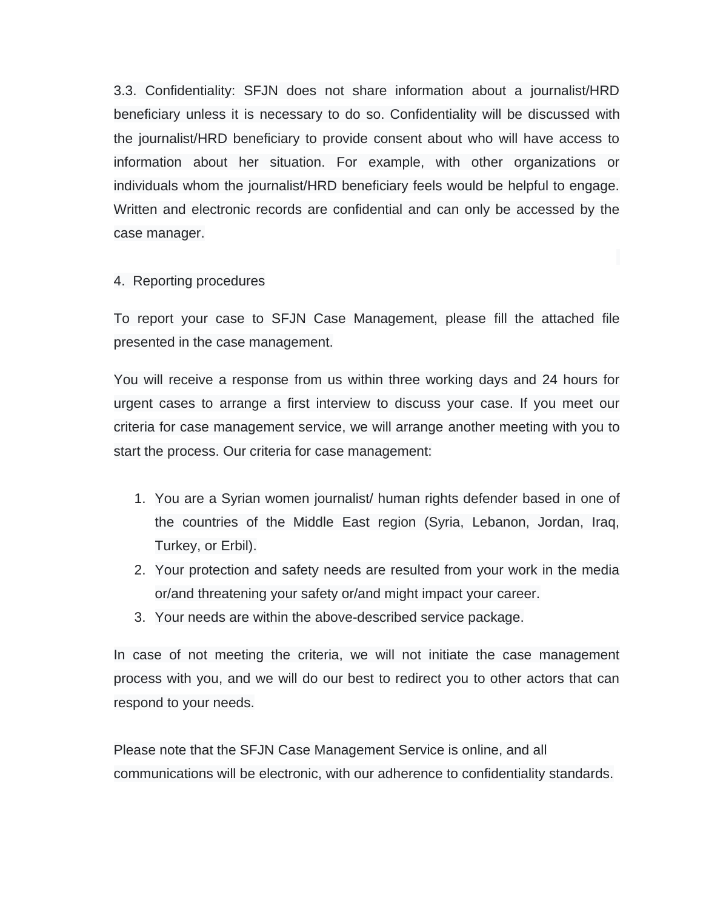3.3. Confidentiality: SFJN does not share information about a journalist/HRD beneficiary unless it is necessary to do so. Confidentiality will be discussed with the journalist/HRD beneficiary to provide consent about who will have access to information about her situation. For example, with other organizations or individuals whom the journalist/HRD beneficiary feels would be helpful to engage. Written and electronic records are confidential and can only be accessed by the case manager.

4. Reporting procedures

To report your case to SFJN Case Management, please fill the attached file presented in the case management.

You will receive a response from us within three working days and 24 hours for urgent cases to arrange a first interview to discuss your case. If you meet our criteria for case management service, we will arrange another meeting with you to start the process. Our criteria for case management:

1. You are a Syrian women journalist/ human rights defender based in one of the countries of the Middle East region (Syria, Lebanon, Jordan, Iraq, Turkey, or Erbil).
2. Your protection and safety needs are resulted from your work in the media or/and threatening your safety or/and might impact your career.
3. Your needs are within the above-described service package.

In case of not meeting the criteria, we will not initiate the case management process with you, and we will do our best to redirect you to other actors that can respond to your needs.

Please note that the SFJN Case Management Service is online, and all communications will be electronic, with our adherence to confidentiality standards.